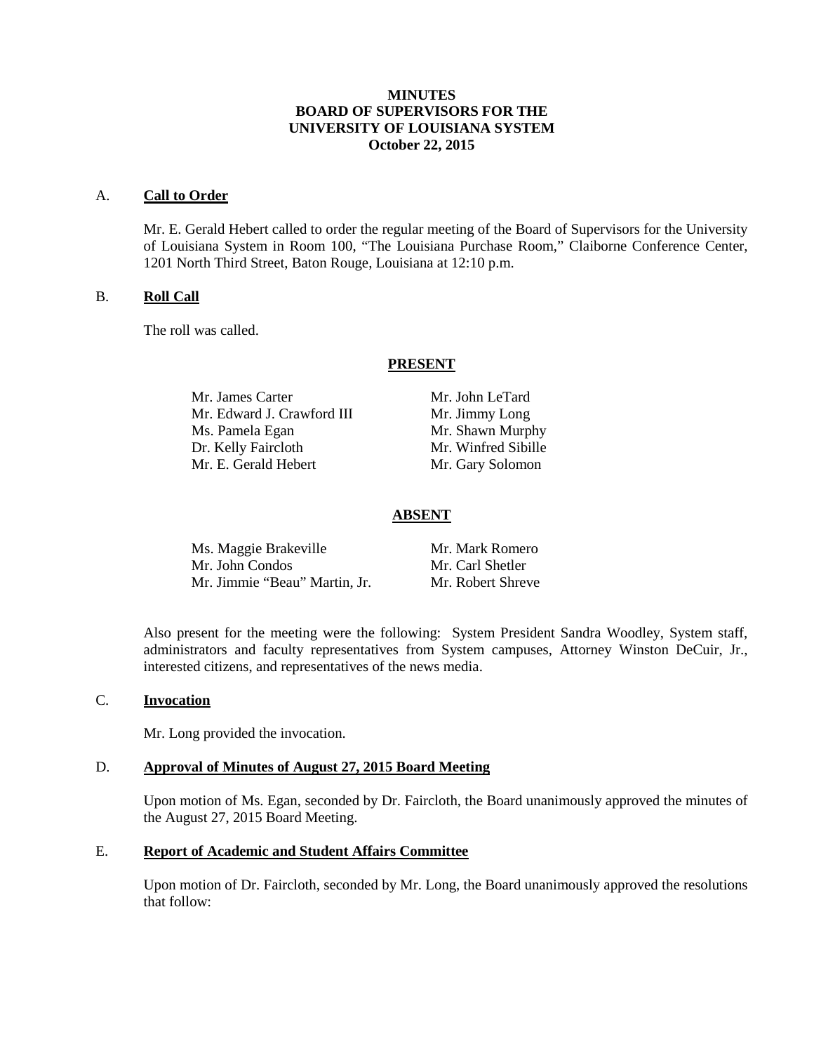# MINUTES
# BOARD OF SUPERVISORS FOR THE
# UNIVERSITY OF LOUISIANA SYSTEM
# October 22, 2015

## A. Call to Order

Mr. E. Gerald Hebert called to order the regular meeting of the Board of Supervisors for the University of Louisiana System in Room 100, "The Louisiana Purchase Room," Claiborne Conference Center, 1201 North Third Street, Baton Rouge, Louisiana at 12:10 p.m.

## B. Roll Call

The roll was called.

**PRESENT**

| | |
|---|---|
| Mr. James Carter | Mr. John LeTard |
| Mr. Edward J. Crawford III | Mr. Jimmy Long |
| Ms. Pamela Egan | Mr. Shawn Murphy |
| Dr. Kelly Faircloth | Mr. Winfred Sibille |
| Mr. E. Gerald Hebert | Mr. Gary Solomon |

**ABSENT**

| | |
|---|---|
| Ms. Maggie Brakeville | Mr. Mark Romero |
| Mr. John Condos | Mr. Carl Shetler |
| Mr. Jimmie "Beau" Martin, Jr. | Mr. Robert Shreve |

Also present for the meeting were the following: System President Sandra Woodley, System staff, administrators and faculty representatives from System campuses, Attorney Winston DeCuir, Jr., interested citizens, and representatives of the news media.

## C. Invocation

Mr. Long provided the invocation.

## D. Approval of Minutes of August 27, 2015 Board Meeting

Upon motion of Ms. Egan, seconded by Dr. Faircloth, the Board unanimously approved the minutes of the August 27, 2015 Board Meeting.

## E. Report of Academic and Student Affairs Committee

Upon motion of Dr. Faircloth, seconded by Mr. Long, the Board unanimously approved the resolutions that follow: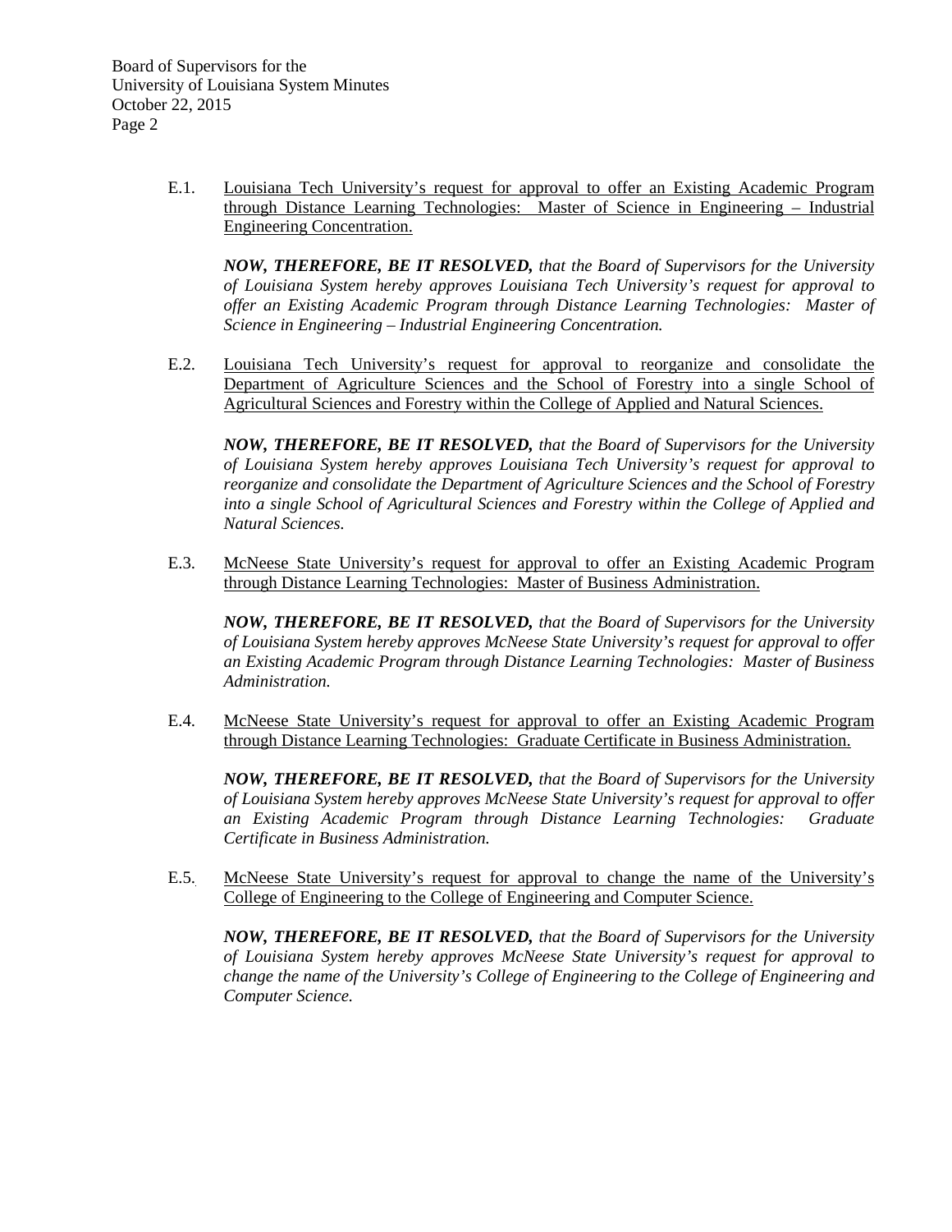E.1. Louisiana Tech University's request for approval to offer an Existing Academic Program through Distance Learning Technologies: Master of Science in Engineering – Industrial Engineering Concentration.

***NOW, THEREFORE, BE IT RESOLVED,*** *that the Board of Supervisors for the University of Louisiana System hereby approves Louisiana Tech University's request for approval to offer an Existing Academic Program through Distance Learning Technologies: Master of Science in Engineering – Industrial Engineering Concentration.*

E.2. Louisiana Tech University's request for approval to reorganize and consolidate the Department of Agriculture Sciences and the School of Forestry into a single School of Agricultural Sciences and Forestry within the College of Applied and Natural Sciences.

***NOW, THEREFORE, BE IT RESOLVED,*** *that the Board of Supervisors for the University of Louisiana System hereby approves Louisiana Tech University's request for approval to reorganize and consolidate the Department of Agriculture Sciences and the School of Forestry into a single School of Agricultural Sciences and Forestry within the College of Applied and Natural Sciences.*

E.3. McNeese State University's request for approval to offer an Existing Academic Program through Distance Learning Technologies: Master of Business Administration.

***NOW, THEREFORE, BE IT RESOLVED,*** *that the Board of Supervisors for the University of Louisiana System hereby approves McNeese State University's request for approval to offer an Existing Academic Program through Distance Learning Technologies: Master of Business Administration.*

E.4. McNeese State University's request for approval to offer an Existing Academic Program through Distance Learning Technologies: Graduate Certificate in Business Administration.

***NOW, THEREFORE, BE IT RESOLVED,*** *that the Board of Supervisors for the University of Louisiana System hereby approves McNeese State University's request for approval to offer an Existing Academic Program through Distance Learning Technologies: Graduate Certificate in Business Administration.*

E.5. McNeese State University's request for approval to change the name of the University's College of Engineering to the College of Engineering and Computer Science.

***NOW, THEREFORE, BE IT RESOLVED,*** *that the Board of Supervisors for the University of Louisiana System hereby approves McNeese State University's request for approval to change the name of the University's College of Engineering to the College of Engineering and Computer Science.*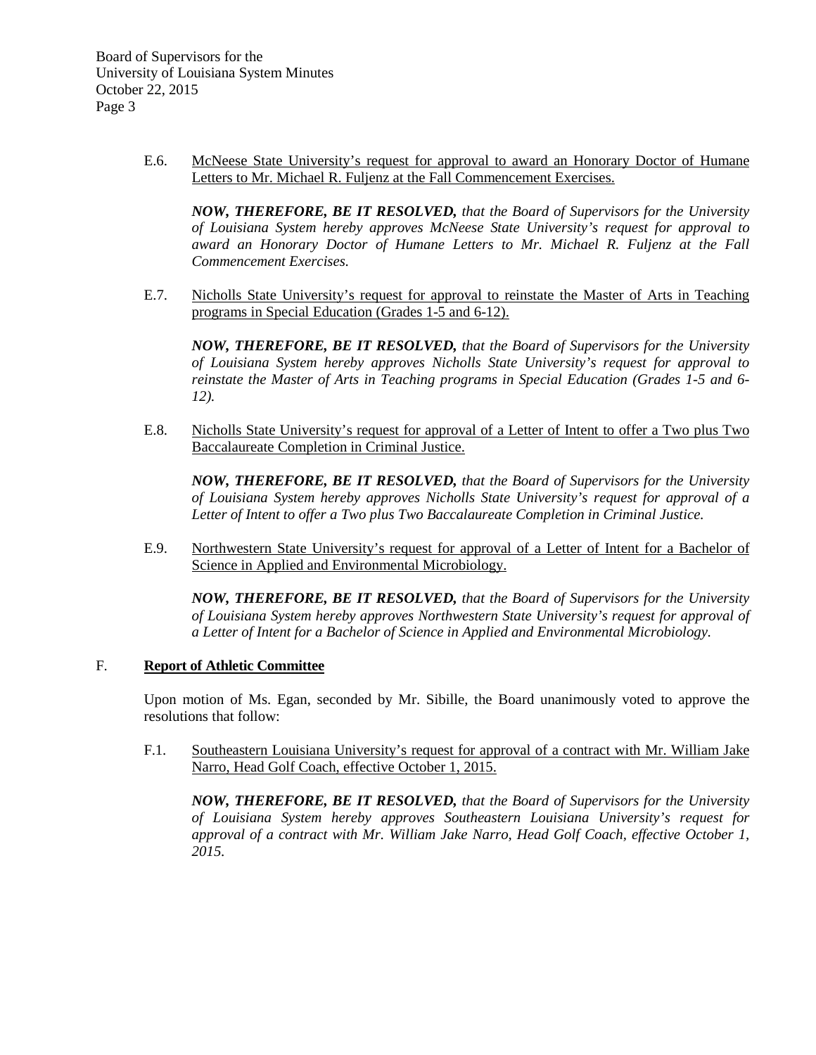E.6. McNeese State University's request for approval to award an Honorary Doctor of Humane Letters to Mr. Michael R. Fuljenz at the Fall Commencement Exercises.

***NOW, THEREFORE, BE IT RESOLVED,*** *that the Board of Supervisors for the University of Louisiana System hereby approves McNeese State University's request for approval to award an Honorary Doctor of Humane Letters to Mr. Michael R. Fuljenz at the Fall Commencement Exercises.*

E.7. Nicholls State University's request for approval to reinstate the Master of Arts in Teaching programs in Special Education (Grades 1-5 and 6-12).

***NOW, THEREFORE, BE IT RESOLVED,*** *that the Board of Supervisors for the University of Louisiana System hereby approves Nicholls State University's request for approval to reinstate the Master of Arts in Teaching programs in Special Education (Grades 1-5 and 6-12).*

E.8. Nicholls State University's request for approval of a Letter of Intent to offer a Two plus Two Baccalaureate Completion in Criminal Justice.

***NOW, THEREFORE, BE IT RESOLVED,*** *that the Board of Supervisors for the University of Louisiana System hereby approves Nicholls State University's request for approval of a Letter of Intent to offer a Two plus Two Baccalaureate Completion in Criminal Justice.*

E.9. Northwestern State University's request for approval of a Letter of Intent for a Bachelor of Science in Applied and Environmental Microbiology.

***NOW, THEREFORE, BE IT RESOLVED,*** *that the Board of Supervisors for the University of Louisiana System hereby approves Northwestern State University's request for approval of a Letter of Intent for a Bachelor of Science in Applied and Environmental Microbiology.*

## F. **Report of Athletic Committee**

Upon motion of Ms. Egan, seconded by Mr. Sibille, the Board unanimously voted to approve the resolutions that follow:

F.1. Southeastern Louisiana University's request for approval of a contract with Mr. William Jake Narro, Head Golf Coach, effective October 1, 2015.

***NOW, THEREFORE, BE IT RESOLVED,*** *that the Board of Supervisors for the University of Louisiana System hereby approves Southeastern Louisiana University's request for approval of a contract with Mr. William Jake Narro, Head Golf Coach, effective October 1, 2015.*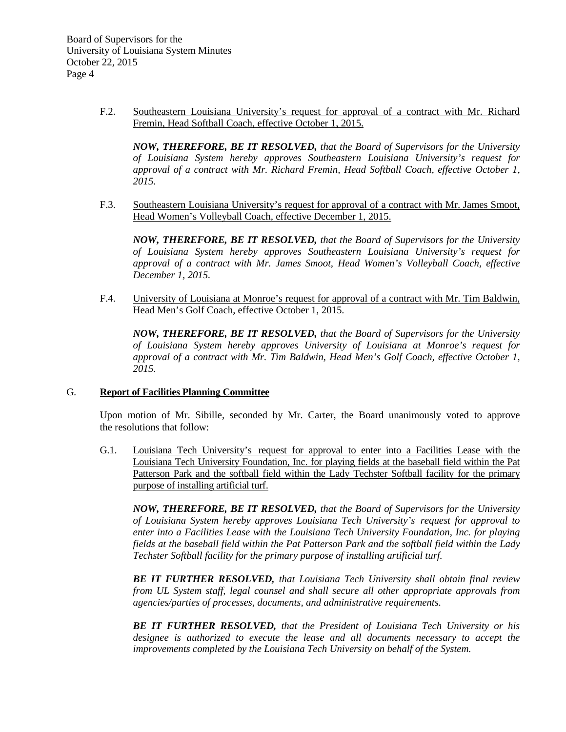F.2. Southeastern Louisiana University's request for approval of a contract with Mr. Richard Fremin, Head Softball Coach, effective October 1, 2015.

***NOW, THEREFORE, BE IT RESOLVED,*** *that the Board of Supervisors for the University of Louisiana System hereby approves Southeastern Louisiana University's request for approval of a contract with Mr. Richard Fremin, Head Softball Coach, effective October 1, 2015.*

F.3. Southeastern Louisiana University's request for approval of a contract with Mr. James Smoot, Head Women's Volleyball Coach, effective December 1, 2015.

***NOW, THEREFORE, BE IT RESOLVED,*** *that the Board of Supervisors for the University of Louisiana System hereby approves Southeastern Louisiana University's request for approval of a contract with Mr. James Smoot, Head Women's Volleyball Coach, effective December 1, 2015.*

F.4. University of Louisiana at Monroe's request for approval of a contract with Mr. Tim Baldwin, Head Men's Golf Coach, effective October 1, 2015.

***NOW, THEREFORE, BE IT RESOLVED,*** *that the Board of Supervisors for the University of Louisiana System hereby approves University of Louisiana at Monroe's request for approval of a contract with Mr. Tim Baldwin, Head Men's Golf Coach, effective October 1, 2015.*

## G. Report of Facilities Planning Committee

Upon motion of Mr. Sibille, seconded by Mr. Carter, the Board unanimously voted to approve the resolutions that follow:

G.1. Louisiana Tech University's request for approval to enter into a Facilities Lease with the Louisiana Tech University Foundation, Inc. for playing fields at the baseball field within the Pat Patterson Park and the softball field within the Lady Techster Softball facility for the primary purpose of installing artificial turf.

***NOW, THEREFORE, BE IT RESOLVED,*** *that the Board of Supervisors for the University of Louisiana System hereby approves Louisiana Tech University's request for approval to enter into a Facilities Lease with the Louisiana Tech University Foundation, Inc. for playing fields at the baseball field within the Pat Patterson Park and the softball field within the Lady Techster Softball facility for the primary purpose of installing artificial turf.*

***BE IT FURTHER RESOLVED,*** *that Louisiana Tech University shall obtain final review from UL System staff, legal counsel and shall secure all other appropriate approvals from agencies/parties of processes, documents, and administrative requirements.*

***BE IT FURTHER RESOLVED,*** *that the President of Louisiana Tech University or his designee is authorized to execute the lease and all documents necessary to accept the improvements completed by the Louisiana Tech University on behalf of the System.*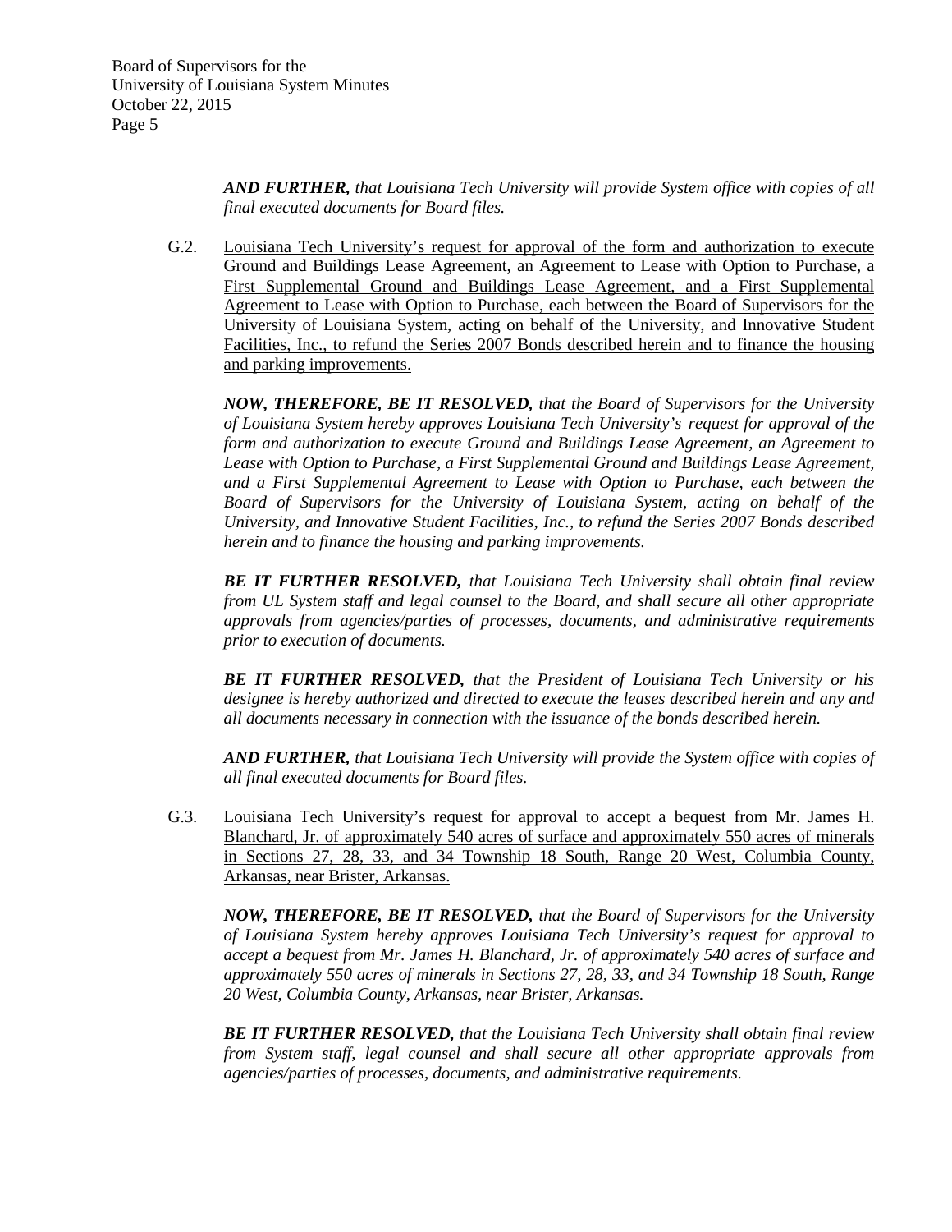***AND FURTHER,*** *that Louisiana Tech University will provide System office with copies of all final executed documents for Board files.*

G.2. Louisiana Tech University's request for approval of the form and authorization to execute Ground and Buildings Lease Agreement, an Agreement to Lease with Option to Purchase, a First Supplemental Ground and Buildings Lease Agreement, and a First Supplemental Agreement to Lease with Option to Purchase, each between the Board of Supervisors for the University of Louisiana System, acting on behalf of the University, and Innovative Student Facilities, Inc., to refund the Series 2007 Bonds described herein and to finance the housing and parking improvements.

***NOW, THEREFORE, BE IT RESOLVED,*** *that the Board of Supervisors for the University of Louisiana System hereby approves Louisiana Tech University's request for approval of the form and authorization to execute Ground and Buildings Lease Agreement, an Agreement to Lease with Option to Purchase, a First Supplemental Ground and Buildings Lease Agreement, and a First Supplemental Agreement to Lease with Option to Purchase, each between the Board of Supervisors for the University of Louisiana System, acting on behalf of the University, and Innovative Student Facilities, Inc., to refund the Series 2007 Bonds described herein and to finance the housing and parking improvements.*

***BE IT FURTHER RESOLVED,*** *that Louisiana Tech University shall obtain final review from UL System staff and legal counsel to the Board, and shall secure all other appropriate approvals from agencies/parties of processes, documents, and administrative requirements prior to execution of documents.*

***BE IT FURTHER RESOLVED,*** *that the President of Louisiana Tech University or his designee is hereby authorized and directed to execute the leases described herein and any and all documents necessary in connection with the issuance of the bonds described herein.*

***AND FURTHER,*** *that Louisiana Tech University will provide the System office with copies of all final executed documents for Board files.*

G.3. Louisiana Tech University's request for approval to accept a bequest from Mr. James H. Blanchard, Jr. of approximately 540 acres of surface and approximately 550 acres of minerals in Sections 27, 28, 33, and 34 Township 18 South, Range 20 West, Columbia County, Arkansas, near Brister, Arkansas.

***NOW, THEREFORE, BE IT RESOLVED,*** *that the Board of Supervisors for the University of Louisiana System hereby approves Louisiana Tech University's request for approval to accept a bequest from Mr. James H. Blanchard, Jr. of approximately 540 acres of surface and approximately 550 acres of minerals in Sections 27, 28, 33, and 34 Township 18 South, Range 20 West, Columbia County, Arkansas, near Brister, Arkansas.*

***BE IT FURTHER RESOLVED,*** *that the Louisiana Tech University shall obtain final review from System staff, legal counsel and shall secure all other appropriate approvals from agencies/parties of processes, documents, and administrative requirements.*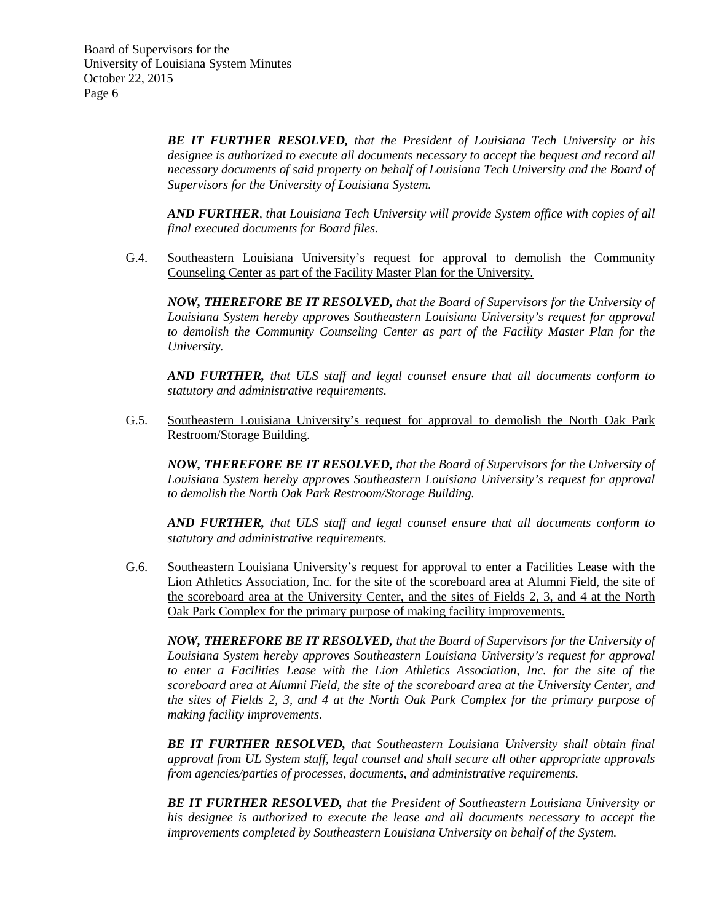***BE IT FURTHER RESOLVED,*** *that the President of Louisiana Tech University or his designee is authorized to execute all documents necessary to accept the bequest and record all necessary documents of said property on behalf of Louisiana Tech University and the Board of Supervisors for the University of Louisiana System.*

***AND FURTHER****, that Louisiana Tech University will provide System office with copies of all final executed documents for Board files.*

G.4. Southeastern Louisiana University's request for approval to demolish the Community Counseling Center as part of the Facility Master Plan for the University.

***NOW, THEREFORE BE IT RESOLVED,*** *that the Board of Supervisors for the University of Louisiana System hereby approves Southeastern Louisiana University's request for approval to demolish the Community Counseling Center as part of the Facility Master Plan for the University.*

***AND FURTHER,*** *that ULS staff and legal counsel ensure that all documents conform to statutory and administrative requirements.*

G.5. Southeastern Louisiana University's request for approval to demolish the North Oak Park Restroom/Storage Building.

***NOW, THEREFORE BE IT RESOLVED,*** *that the Board of Supervisors for the University of Louisiana System hereby approves Southeastern Louisiana University's request for approval to demolish the North Oak Park Restroom/Storage Building.*

***AND FURTHER,*** *that ULS staff and legal counsel ensure that all documents conform to statutory and administrative requirements.*

G.6. Southeastern Louisiana University's request for approval to enter a Facilities Lease with the Lion Athletics Association, Inc. for the site of the scoreboard area at Alumni Field, the site of the scoreboard area at the University Center, and the sites of Fields 2, 3, and 4 at the North Oak Park Complex for the primary purpose of making facility improvements.

***NOW, THEREFORE BE IT RESOLVED,*** *that the Board of Supervisors for the University of Louisiana System hereby approves Southeastern Louisiana University's request for approval to enter a Facilities Lease with the Lion Athletics Association, Inc. for the site of the scoreboard area at Alumni Field, the site of the scoreboard area at the University Center, and the sites of Fields 2, 3, and 4 at the North Oak Park Complex for the primary purpose of making facility improvements.*

***BE IT FURTHER RESOLVED,*** *that Southeastern Louisiana University shall obtain final approval from UL System staff, legal counsel and shall secure all other appropriate approvals from agencies/parties of processes, documents, and administrative requirements.*

***BE IT FURTHER RESOLVED,*** *that the President of Southeastern Louisiana University or his designee is authorized to execute the lease and all documents necessary to accept the improvements completed by Southeastern Louisiana University on behalf of the System.*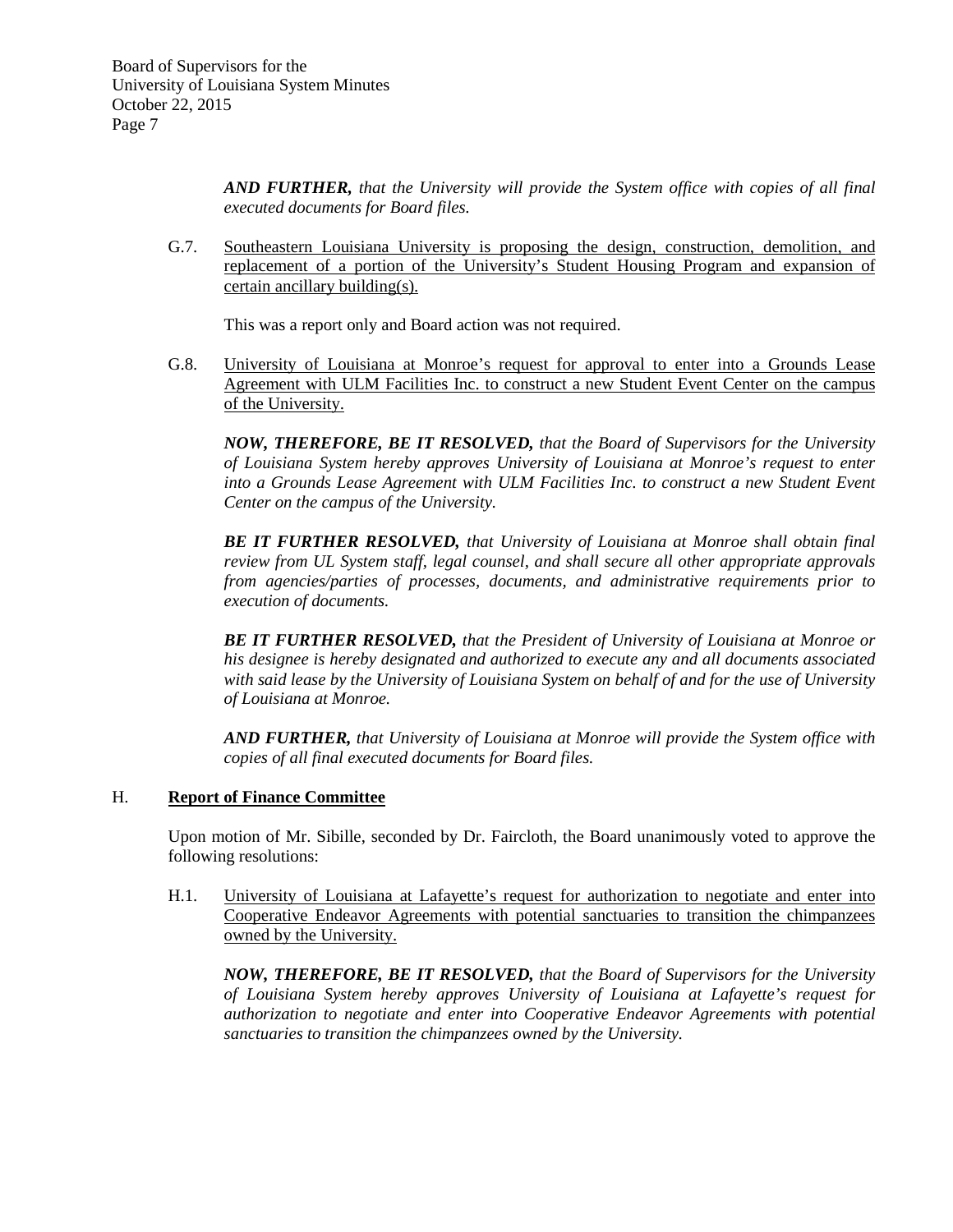***AND FURTHER,*** *that the University will provide the System office with copies of all final executed documents for Board files.*

G.7. Southeastern Louisiana University is proposing the design, construction, demolition, and replacement of a portion of the University's Student Housing Program and expansion of certain ancillary building(s).

This was a report only and Board action was not required.

G.8. University of Louisiana at Monroe's request for approval to enter into a Grounds Lease Agreement with ULM Facilities Inc. to construct a new Student Event Center on the campus of the University.

***NOW, THEREFORE, BE IT RESOLVED,*** *that the Board of Supervisors for the University of Louisiana System hereby approves University of Louisiana at Monroe's request to enter into a Grounds Lease Agreement with ULM Facilities Inc. to construct a new Student Event Center on the campus of the University.*

***BE IT FURTHER RESOLVED,*** *that University of Louisiana at Monroe shall obtain final review from UL System staff, legal counsel, and shall secure all other appropriate approvals from agencies/parties of processes, documents, and administrative requirements prior to execution of documents.*

***BE IT FURTHER RESOLVED,*** *that the President of University of Louisiana at Monroe or his designee is hereby designated and authorized to execute any and all documents associated with said lease by the University of Louisiana System on behalf of and for the use of University of Louisiana at Monroe.*

***AND FURTHER,*** *that University of Louisiana at Monroe will provide the System office with copies of all final executed documents for Board files.*

## H. Report of Finance Committee

Upon motion of Mr. Sibille, seconded by Dr. Faircloth, the Board unanimously voted to approve the following resolutions:

H.1. University of Louisiana at Lafayette's request for authorization to negotiate and enter into Cooperative Endeavor Agreements with potential sanctuaries to transition the chimpanzees owned by the University.

***NOW, THEREFORE, BE IT RESOLVED,*** *that the Board of Supervisors for the University of Louisiana System hereby approves University of Louisiana at Lafayette's request for authorization to negotiate and enter into Cooperative Endeavor Agreements with potential sanctuaries to transition the chimpanzees owned by the University.*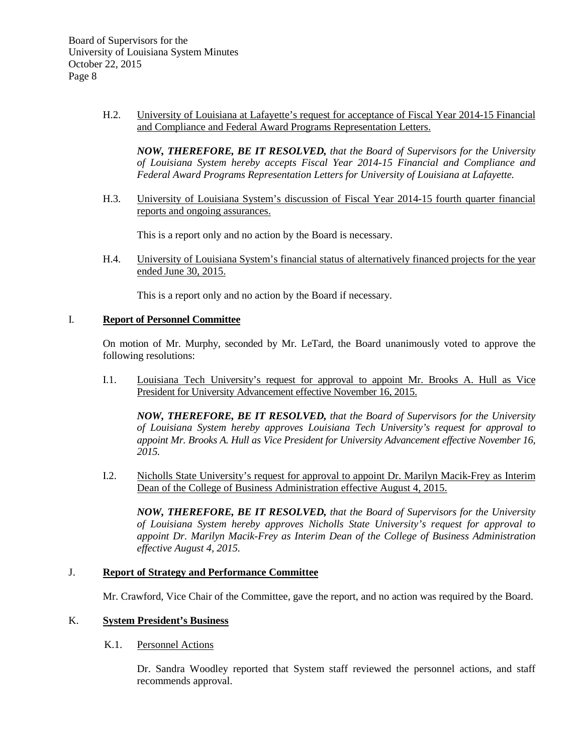H.2. University of Louisiana at Lafayette's request for acceptance of Fiscal Year 2014-15 Financial and Compliance and Federal Award Programs Representation Letters.

***NOW, THEREFORE, BE IT RESOLVED,*** *that the Board of Supervisors for the University of Louisiana System hereby accepts Fiscal Year 2014-15 Financial and Compliance and Federal Award Programs Representation Letters for University of Louisiana at Lafayette.*

H.3. University of Louisiana System's discussion of Fiscal Year 2014-15 fourth quarter financial reports and ongoing assurances.

This is a report only and no action by the Board is necessary.

H.4. University of Louisiana System's financial status of alternatively financed projects for the year ended June 30, 2015.

This is a report only and no action by the Board if necessary.

## I. Report of Personnel Committee

On motion of Mr. Murphy, seconded by Mr. LeTard, the Board unanimously voted to approve the following resolutions:

I.1. Louisiana Tech University's request for approval to appoint Mr. Brooks A. Hull as Vice President for University Advancement effective November 16, 2015.

***NOW, THEREFORE, BE IT RESOLVED,*** *that the Board of Supervisors for the University of Louisiana System hereby approves Louisiana Tech University's request for approval to appoint Mr. Brooks A. Hull as Vice President for University Advancement effective November 16, 2015.*

I.2. Nicholls State University's request for approval to appoint Dr. Marilyn Macik-Frey as Interim Dean of the College of Business Administration effective August 4, 2015.

***NOW, THEREFORE, BE IT RESOLVED,*** *that the Board of Supervisors for the University of Louisiana System hereby approves Nicholls State University's request for approval to appoint Dr. Marilyn Macik-Frey as Interim Dean of the College of Business Administration effective August 4, 2015.*

## J. Report of Strategy and Performance Committee

Mr. Crawford, Vice Chair of the Committee, gave the report, and no action was required by the Board.

## K. System President's Business

K.1. Personnel Actions

Dr. Sandra Woodley reported that System staff reviewed the personnel actions, and staff recommends approval.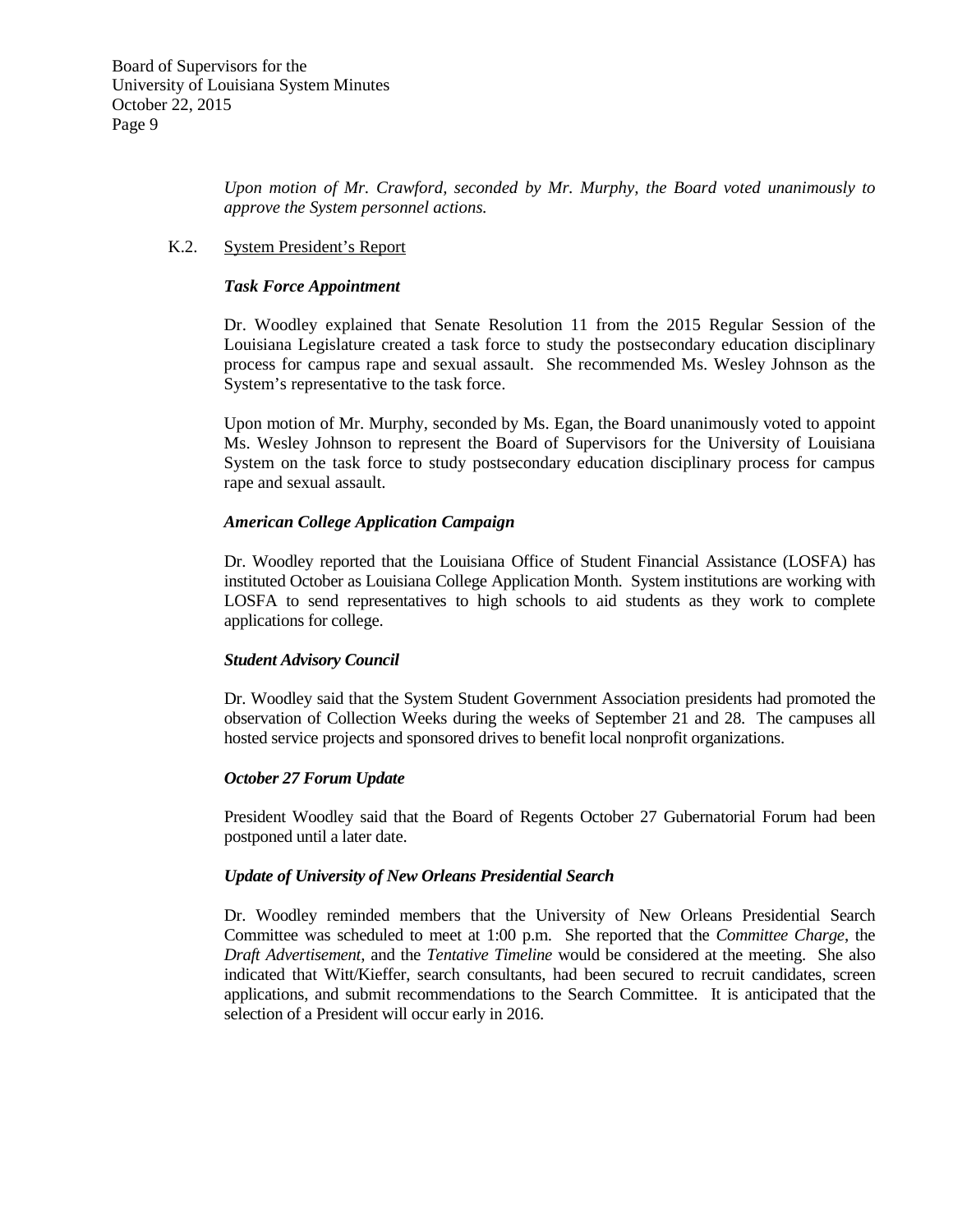*Upon motion of Mr. Crawford, seconded by Mr. Murphy, the Board voted unanimously to approve the System personnel actions.*

K.2. System President's Report

***Task Force Appointment***

Dr. Woodley explained that Senate Resolution 11 from the 2015 Regular Session of the Louisiana Legislature created a task force to study the postsecondary education disciplinary process for campus rape and sexual assault. She recommended Ms. Wesley Johnson as the System's representative to the task force.

Upon motion of Mr. Murphy, seconded by Ms. Egan, the Board unanimously voted to appoint Ms. Wesley Johnson to represent the Board of Supervisors for the University of Louisiana System on the task force to study postsecondary education disciplinary process for campus rape and sexual assault.

***American College Application Campaign***

Dr. Woodley reported that the Louisiana Office of Student Financial Assistance (LOSFA) has instituted October as Louisiana College Application Month. System institutions are working with LOSFA to send representatives to high schools to aid students as they work to complete applications for college.

***Student Advisory Council***

Dr. Woodley said that the System Student Government Association presidents had promoted the observation of Collection Weeks during the weeks of September 21 and 28. The campuses all hosted service projects and sponsored drives to benefit local nonprofit organizations.

***October 27 Forum Update***

President Woodley said that the Board of Regents October 27 Gubernatorial Forum had been postponed until a later date.

***Update of University of New Orleans Presidential Search***

Dr. Woodley reminded members that the University of New Orleans Presidential Search Committee was scheduled to meet at 1:00 p.m. She reported that the *Committee Charge*, the *Draft Advertisement*, and the *Tentative Timeline* would be considered at the meeting. She also indicated that Witt/Kieffer, search consultants, had been secured to recruit candidates, screen applications, and submit recommendations to the Search Committee. It is anticipated that the selection of a President will occur early in 2016.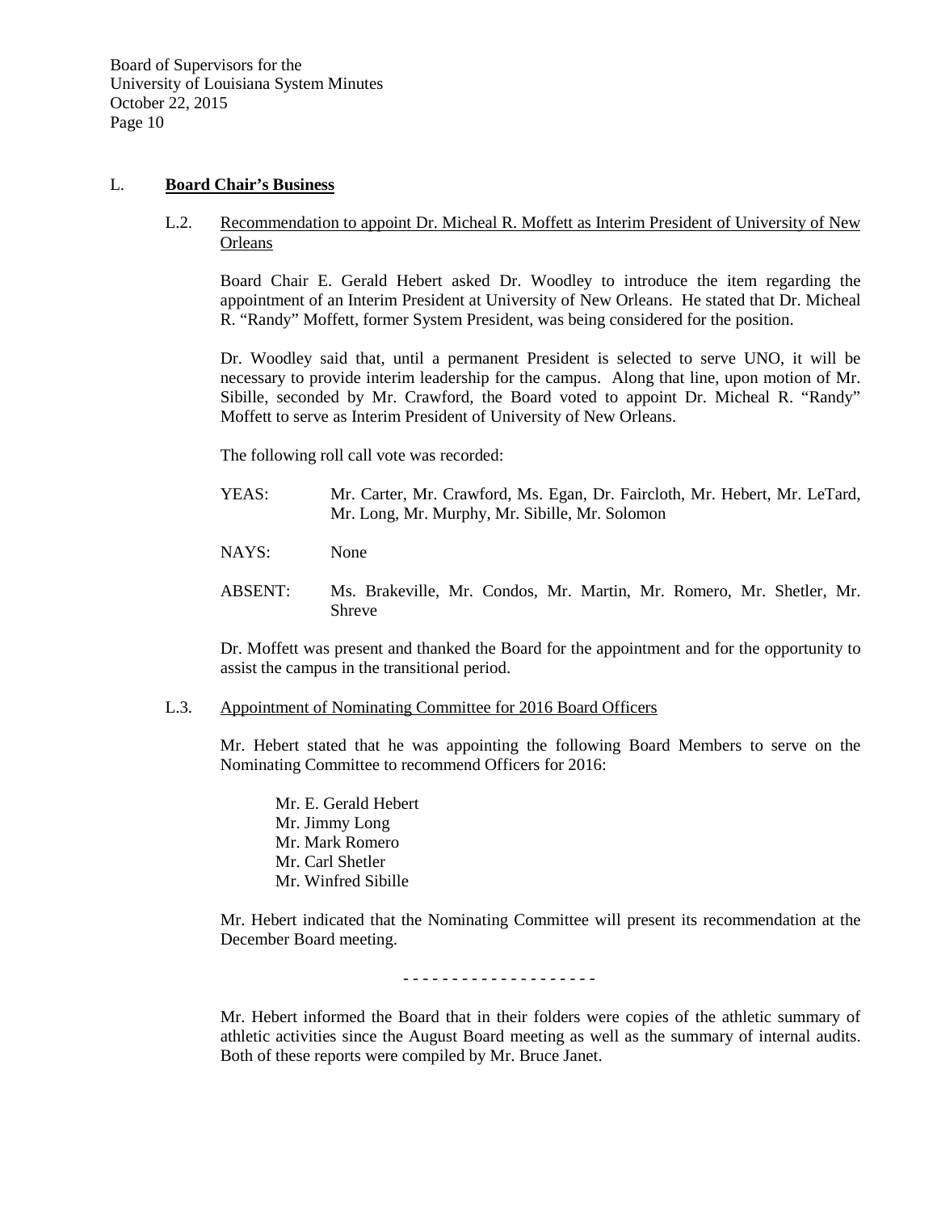## L. **Board Chair's Business**

### L.2. Recommendation to appoint Dr. Micheal R. Moffett as Interim President of University of New Orleans

Board Chair E. Gerald Hebert asked Dr. Woodley to introduce the item regarding the appointment of an Interim President at University of New Orleans. He stated that Dr. Micheal R. "Randy" Moffett, former System President, was being considered for the position.

Dr. Woodley said that, until a permanent President is selected to serve UNO, it will be necessary to provide interim leadership for the campus. Along that line, upon motion of Mr. Sibille, seconded by Mr. Crawford, the Board voted to appoint Dr. Micheal R. "Randy" Moffett to serve as Interim President of University of New Orleans.

The following roll call vote was recorded:

YEAS: Mr. Carter, Mr. Crawford, Ms. Egan, Dr. Faircloth, Mr. Hebert, Mr. LeTard, Mr. Long, Mr. Murphy, Mr. Sibille, Mr. Solomon

NAYS: None

ABSENT: Ms. Brakeville, Mr. Condos, Mr. Martin, Mr. Romero, Mr. Shetler, Mr. Shreve

Dr. Moffett was present and thanked the Board for the appointment and for the opportunity to assist the campus in the transitional period.

### L.3. Appointment of Nominating Committee for 2016 Board Officers

Mr. Hebert stated that he was appointing the following Board Members to serve on the Nominating Committee to recommend Officers for 2016:

Mr. E. Gerald Hebert
Mr. Jimmy Long
Mr. Mark Romero
Mr. Carl Shetler
Mr. Winfred Sibille

Mr. Hebert indicated that the Nominating Committee will present its recommendation at the December Board meeting.

- - - - - - - - - - - - - - - - - - - -

Mr. Hebert informed the Board that in their folders were copies of the athletic summary of athletic activities since the August Board meeting as well as the summary of internal audits. Both of these reports were compiled by Mr. Bruce Janet.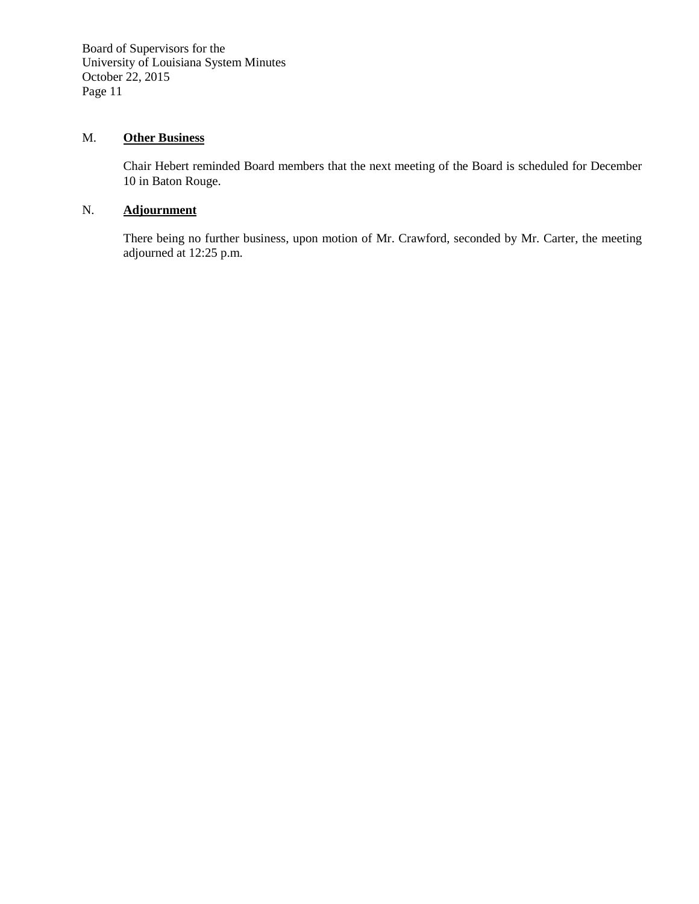## M. **Other Business**

Chair Hebert reminded Board members that the next meeting of the Board is scheduled for December 10 in Baton Rouge.

## N. **Adjournment**

There being no further business, upon motion of Mr. Crawford, seconded by Mr. Carter, the meeting adjourned at 12:25 p.m.